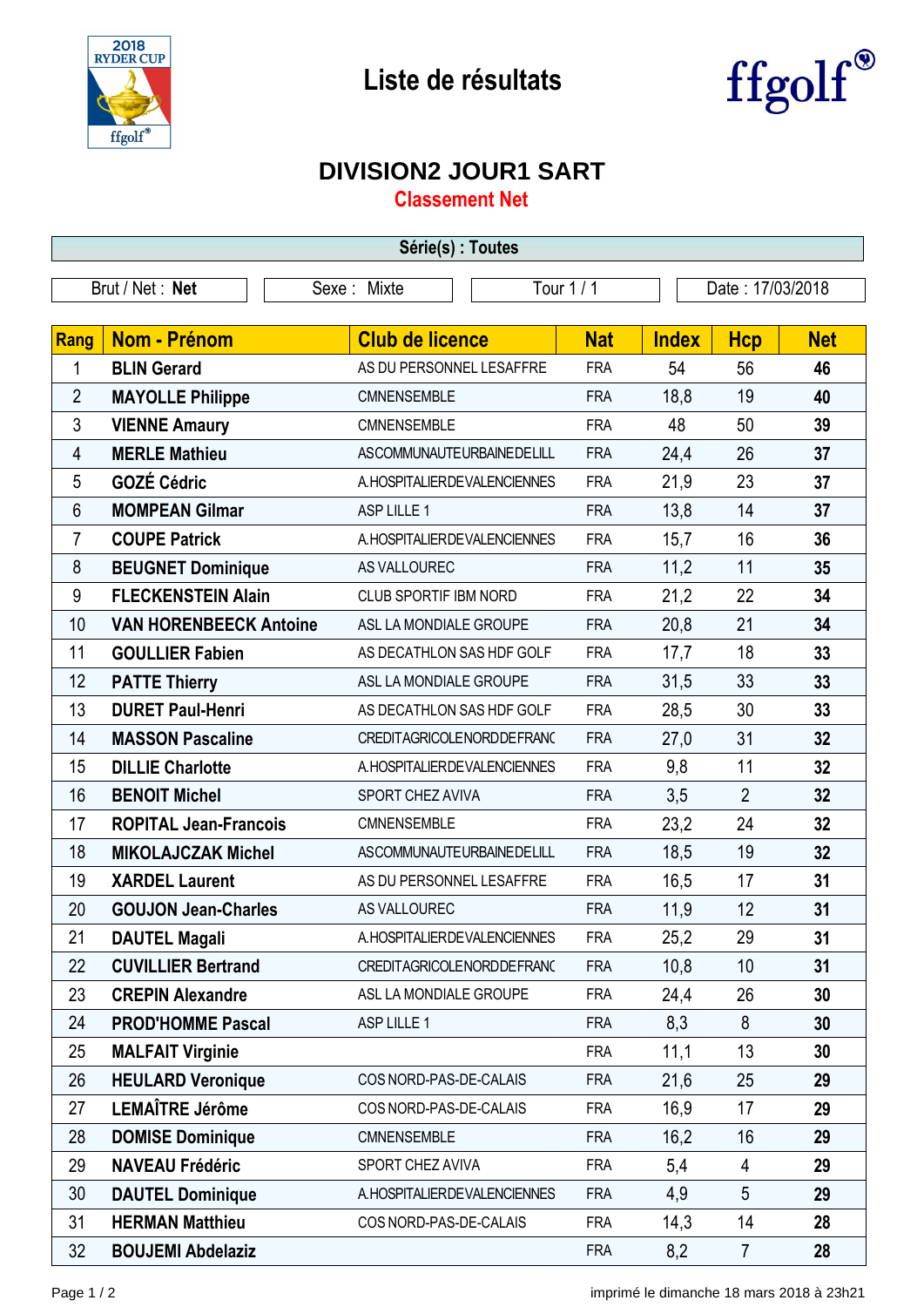# Liste de résultats

## DIVISION2 JOUR1 SART

### Classement Net

**Série(s) : Toutes**

| Brut / Net : **Net** | Sexe : Mixte | Tour 1 / 1 | Date : 17/03/2018 |
|---|---|---|---|

| Rang | Nom - Prénom | Club de licence | Nat | Index | Hcp | Net |
|---|---|---|---|---|---|---|
| 1 | **BLIN Gerard** | AS DU PERSONNEL LESAFFRE | FRA | 54 | 56 | **46** |
| 2 | **MAYOLLE Philippe** | CMNENSEMBLE | FRA | 18,8 | 19 | **40** |
| 3 | **VIENNE Amaury** | CMNENSEMBLE | FRA | 48 | 50 | **39** |
| 4 | **MERLE Mathieu** | ASCOMMUNAUTEURBAINEDELILL | FRA | 24,4 | 26 | **37** |
| 5 | **GOZÉ Cédric** | A.HOSPITALIERDEVALENCIENNES | FRA | 21,9 | 23 | **37** |
| 6 | **MOMPEAN Gilmar** | ASP LILLE 1 | FRA | 13,8 | 14 | **37** |
| 7 | **COUPE Patrick** | A.HOSPITALIERDEVALENCIENNES | FRA | 15,7 | 16 | **36** |
| 8 | **BEUGNET Dominique** | AS VALLOUREC | FRA | 11,2 | 11 | **35** |
| 9 | **FLECKENSTEIN Alain** | CLUB SPORTIF IBM NORD | FRA | 21,2 | 22 | **34** |
| 10 | **VAN HORENBEECK Antoine** | ASL LA MONDIALE GROUPE | FRA | 20,8 | 21 | **34** |
| 11 | **GOULLIER Fabien** | AS DECATHLON SAS HDF GOLF | FRA | 17,7 | 18 | **33** |
| 12 | **PATTE Thierry** | ASL LA MONDIALE GROUPE | FRA | 31,5 | 33 | **33** |
| 13 | **DURET Paul-Henri** | AS DECATHLON SAS HDF GOLF | FRA | 28,5 | 30 | **33** |
| 14 | **MASSON Pascaline** | CREDITAGRICOLENORDDEFRANC | FRA | 27,0 | 31 | **32** |
| 15 | **DILLIE Charlotte** | A.HOSPITALIERDEVALENCIENNES | FRA | 9,8 | 11 | **32** |
| 16 | **BENOIT Michel** | SPORT CHEZ AVIVA | FRA | 3,5 | 2 | **32** |
| 17 | **ROPITAL Jean-Francois** | CMNENSEMBLE | FRA | 23,2 | 24 | **32** |
| 18 | **MIKOLAJCZAK Michel** | ASCOMMUNAUTEURBAINEDELILL | FRA | 18,5 | 19 | **32** |
| 19 | **XARDEL Laurent** | AS DU PERSONNEL LESAFFRE | FRA | 16,5 | 17 | **31** |
| 20 | **GOUJON Jean-Charles** | AS VALLOUREC | FRA | 11,9 | 12 | **31** |
| 21 | **DAUTEL Magali** | A.HOSPITALIERDEVALENCIENNES | FRA | 25,2 | 29 | **31** |
| 22 | **CUVILLIER Bertrand** | CREDITAGRICOLENORDDEFRANC | FRA | 10,8 | 10 | **31** |
| 23 | **CREPIN Alexandre** | ASL LA MONDIALE GROUPE | FRA | 24,4 | 26 | **30** |
| 24 | **PROD'HOMME Pascal** | ASP LILLE 1 | FRA | 8,3 | 8 | **30** |
| 25 | **MALFAIT Virginie** | | FRA | 11,1 | 13 | **30** |
| 26 | **HEULARD Veronique** | COS NORD-PAS-DE-CALAIS | FRA | 21,6 | 25 | **29** |
| 27 | **LEMAÎTRE Jérôme** | COS NORD-PAS-DE-CALAIS | FRA | 16,9 | 17 | **29** |
| 28 | **DOMISE Dominique** | CMNENSEMBLE | FRA | 16,2 | 16 | **29** |
| 29 | **NAVEAU Frédéric** | SPORT CHEZ AVIVA | FRA | 5,4 | 4 | **29** |
| 30 | **DAUTEL Dominique** | A.HOSPITALIERDEVALENCIENNES | FRA | 4,9 | 5 | **29** |
| 31 | **HERMAN Matthieu** | COS NORD-PAS-DE-CALAIS | FRA | 14,3 | 14 | **28** |
| 32 | **BOUJEMI Abdelaziz** | | FRA | 8,2 | 7 | **28** |

imprimé le dimanche 18 mars 2018 à 23h21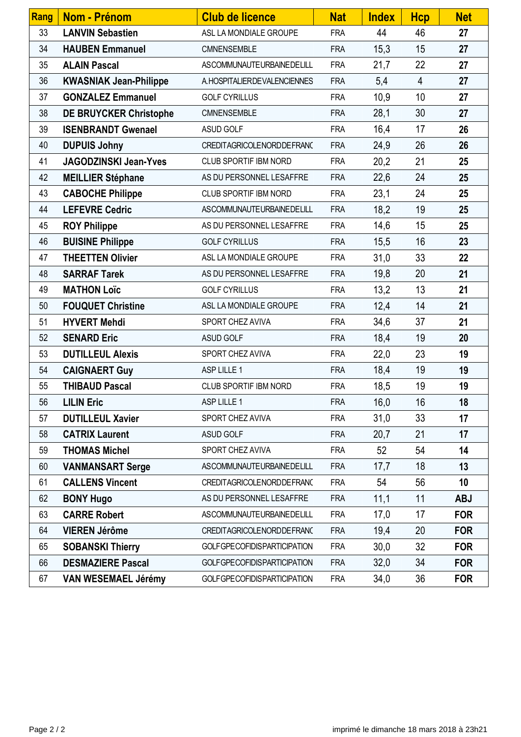| Rang | Nom - Prénom | Club de licence | Nat | Index | Hcp | Net |
|---|---|---|---|---|---|---|
| 33 | **LANVIN Sebastien** | ASL LA MONDIALE GROUPE | FRA | 44 | 46 | **27** |
| 34 | **HAUBEN Emmanuel** | CMNENSEMBLE | FRA | 15,3 | 15 | **27** |
| 35 | **ALAIN Pascal** | ASCOMMUNAUTEURBAINEDELILL | FRA | 21,7 | 22 | **27** |
| 36 | **KWASNIAK Jean-Philippe** | A.HOSPITALIERDEVALENCIENNES | FRA | 5,4 | 4 | **27** |
| 37 | **GONZALEZ Emmanuel** | GOLF CYRILLUS | FRA | 10,9 | 10 | **27** |
| 38 | **DE BRUYCKER Christophe** | CMNENSEMBLE | FRA | 28,1 | 30 | **27** |
| 39 | **ISENBRANDT Gwenael** | ASUD GOLF | FRA | 16,4 | 17 | **26** |
| 40 | **DUPUIS Johny** | CREDITAGRICOLENORDDEFRANC | FRA | 24,9 | 26 | **26** |
| 41 | **JAGODZINSKI Jean-Yves** | CLUB SPORTIF IBM NORD | FRA | 20,2 | 21 | **25** |
| 42 | **MEILLIER Stéphane** | AS DU PERSONNEL LESAFFRE | FRA | 22,6 | 24 | **25** |
| 43 | **CABOCHE Philippe** | CLUB SPORTIF IBM NORD | FRA | 23,1 | 24 | **25** |
| 44 | **LEFEVRE Cedric** | ASCOMMUNAUTEURBAINEDELILL | FRA | 18,2 | 19 | **25** |
| 45 | **ROY Philippe** | AS DU PERSONNEL LESAFFRE | FRA | 14,6 | 15 | **25** |
| 46 | **BUISINE Philippe** | GOLF CYRILLUS | FRA | 15,5 | 16 | **23** |
| 47 | **THEETTEN Olivier** | ASL LA MONDIALE GROUPE | FRA | 31,0 | 33 | **22** |
| 48 | **SARRAF Tarek** | AS DU PERSONNEL LESAFFRE | FRA | 19,8 | 20 | **21** |
| 49 | **MATHON Loïc** | GOLF CYRILLUS | FRA | 13,2 | 13 | **21** |
| 50 | **FOUQUET Christine** | ASL LA MONDIALE GROUPE | FRA | 12,4 | 14 | **21** |
| 51 | **HYVERT Mehdi** | SPORT CHEZ AVIVA | FRA | 34,6 | 37 | **21** |
| 52 | **SENARD Eric** | ASUD GOLF | FRA | 18,4 | 19 | **20** |
| 53 | **DUTILLEUL Alexis** | SPORT CHEZ AVIVA | FRA | 22,0 | 23 | **19** |
| 54 | **CAIGNAERT Guy** | ASP LILLE 1 | FRA | 18,4 | 19 | **19** |
| 55 | **THIBAUD Pascal** | CLUB SPORTIF IBM NORD | FRA | 18,5 | 19 | **19** |
| 56 | **LILIN Eric** | ASP LILLE 1 | FRA | 16,0 | 16 | **18** |
| 57 | **DUTILLEUL Xavier** | SPORT CHEZ AVIVA | FRA | 31,0 | 33 | **17** |
| 58 | **CATRIX Laurent** | ASUD GOLF | FRA | 20,7 | 21 | **17** |
| 59 | **THOMAS Michel** | SPORT CHEZ AVIVA | FRA | 52 | 54 | **14** |
| 60 | **VANMANSART Serge** | ASCOMMUNAUTEURBAINEDELILL | FRA | 17,7 | 18 | **13** |
| 61 | **CALLENS Vincent** | CREDITAGRICOLENORDDEFRANC | FRA | 54 | 56 | **10** |
| 62 | **BONY Hugo** | AS DU PERSONNEL LESAFFRE | FRA | 11,1 | 11 | **ABJ** |
| 63 | **CARRE Robert** | ASCOMMUNAUTEURBAINEDELILL | FRA | 17,0 | 17 | **FOR** |
| 64 | **VIEREN Jérôme** | CREDITAGRICOLENORDDEFRANC | FRA | 19,4 | 20 | **FOR** |
| 65 | **SOBANSKI Thierry** | GOLFGPECOFIDISPARTICIPATION | FRA | 30,0 | 32 | **FOR** |
| 66 | **DESMAZIERE Pascal** | GOLFGPECOFIDISPARTICIPATION | FRA | 32,0 | 34 | **FOR** |
| 67 | **VAN WESEMAEL Jérémy** | GOLFGPECOFIDISPARTICIPATION | FRA | 34,0 | 36 | **FOR** |

imprimé le dimanche 18 mars 2018 à 23h21